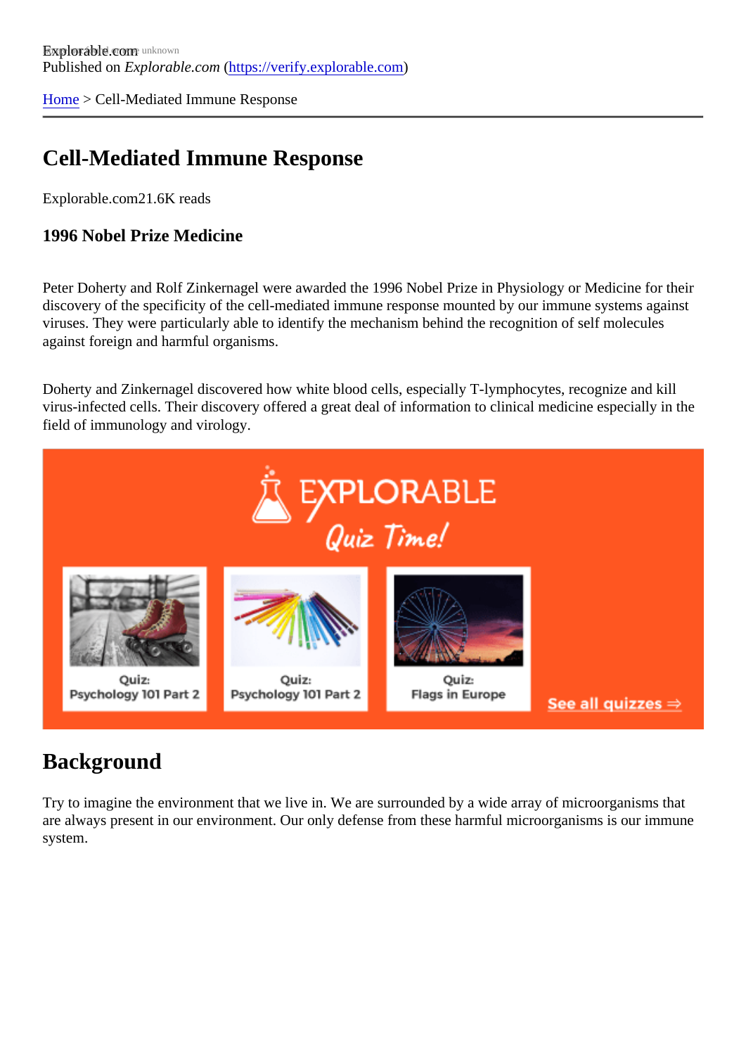Explorable.com
Published on *Explorable.com* (https://verify.explorable.com)

Home > Cell-Mediated Immune Response

# Cell-Mediated Immune Response

Explorable.com21.6K reads

### 1996 Nobel Prize Medicine

Peter Doherty and Rolf Zinkernagel were awarded the 1996 Nobel Prize in Physiology or Medicine for their discovery of the specificity of the cell-mediated immune response mounted by our immune systems against viruses. They were particularly able to identify the mechanism behind the recognition of self molecules against foreign and harmful organisms.

Doherty and Zinkernagel discovered how white blood cells, especially T-lymphocytes, recognize and kill virus-infected cells. Their discovery offered a great deal of information to clinical medicine especially in the field of immunology and virology.

## Background

Try to imagine the environment that we live in. We are surrounded by a wide array of microorganisms that are always present in our environment. Our only defense from these harmful microorganisms is our immune system.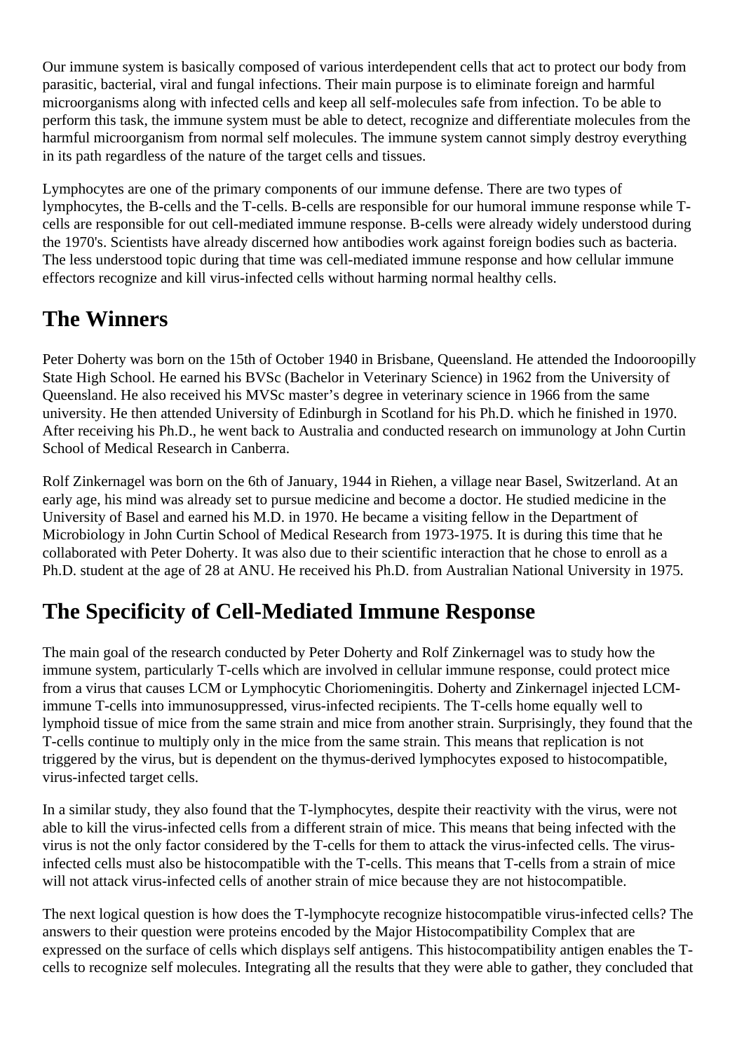Our immune system is basically composed of various interdependent cells that act to protect our body from parasitic, bacterial, viral and fungal infections. Their main purpose is to eliminate foreign and harmful microorganisms along with infected cells and keep all self-molecules safe from infection. To be able to perform this task, the immune system must be able to detect, recognize and differentiate molecules from the harmful microorganism from normal self molecules. The immune system cannot simply destroy everything in its path regardless of the nature of the target cells and tissues.

Lymphocytes are one of the primary components of our immune defense. There are two types of lymphocytes, the B-cells and the T-cells. B-cells are responsible for our humoral immune response while T-cells are responsible for out cell-mediated immune response. B-cells were already widely understood during the 1970's. Scientists have already discerned how antibodies work against foreign bodies such as bacteria. The less understood topic during that time was cell-mediated immune response and how cellular immune effectors recognize and kill virus-infected cells without harming normal healthy cells.

## The Winners

Peter Doherty was born on the 15th of October 1940 in Brisbane, Queensland. He attended the Indooroopilly State High School. He earned his BVSc (Bachelor in Veterinary Science) in 1962 from the University of Queensland. He also received his MVSc master's degree in veterinary science in 1966 from the same university. He then attended University of Edinburgh in Scotland for his Ph.D. which he finished in 1970. After receiving his Ph.D., he went back to Australia and conducted research on immunology at John Curtin School of Medical Research in Canberra.

Rolf Zinkernagel was born on the 6th of January, 1944 in Riehen, a village near Basel, Switzerland. At an early age, his mind was already set to pursue medicine and become a doctor. He studied medicine in the University of Basel and earned his M.D. in 1970. He became a visiting fellow in the Department of Microbiology in John Curtin School of Medical Research from 1973-1975. It is during this time that he collaborated with Peter Doherty. It was also due to their scientific interaction that he chose to enroll as a Ph.D. student at the age of 28 at ANU. He received his Ph.D. from Australian National University in 1975.

## The Specificity of Cell-Mediated Immune Response

The main goal of the research conducted by Peter Doherty and Rolf Zinkernagel was to study how the immune system, particularly T-cells which are involved in cellular immune response, could protect mice from a virus that causes LCM or Lymphocytic Choriomeningitis. Doherty and Zinkernagel injected LCM-immune T-cells into immunosuppressed, virus-infected recipients. The T-cells home equally well to lymphoid tissue of mice from the same strain and mice from another strain. Surprisingly, they found that the T-cells continue to multiply only in the mice from the same strain. This means that replication is not triggered by the virus, but is dependent on the thymus-derived lymphocytes exposed to histocompatible, virus-infected target cells.

In a similar study, they also found that the T-lymphocytes, despite their reactivity with the virus, were not able to kill the virus-infected cells from a different strain of mice. This means that being infected with the virus is not the only factor considered by the T-cells for them to attack the virus-infected cells. The virus-infected cells must also be histocompatible with the T-cells. This means that T-cells from a strain of mice will not attack virus-infected cells of another strain of mice because they are not histocompatible.

The next logical question is how does the T-lymphocyte recognize histocompatible virus-infected cells? The answers to their question were proteins encoded by the Major Histocompatibility Complex that are expressed on the surface of cells which displays self antigens. This histocompatibility antigen enables the T-cells to recognize self molecules. Integrating all the results that they were able to gather, they concluded that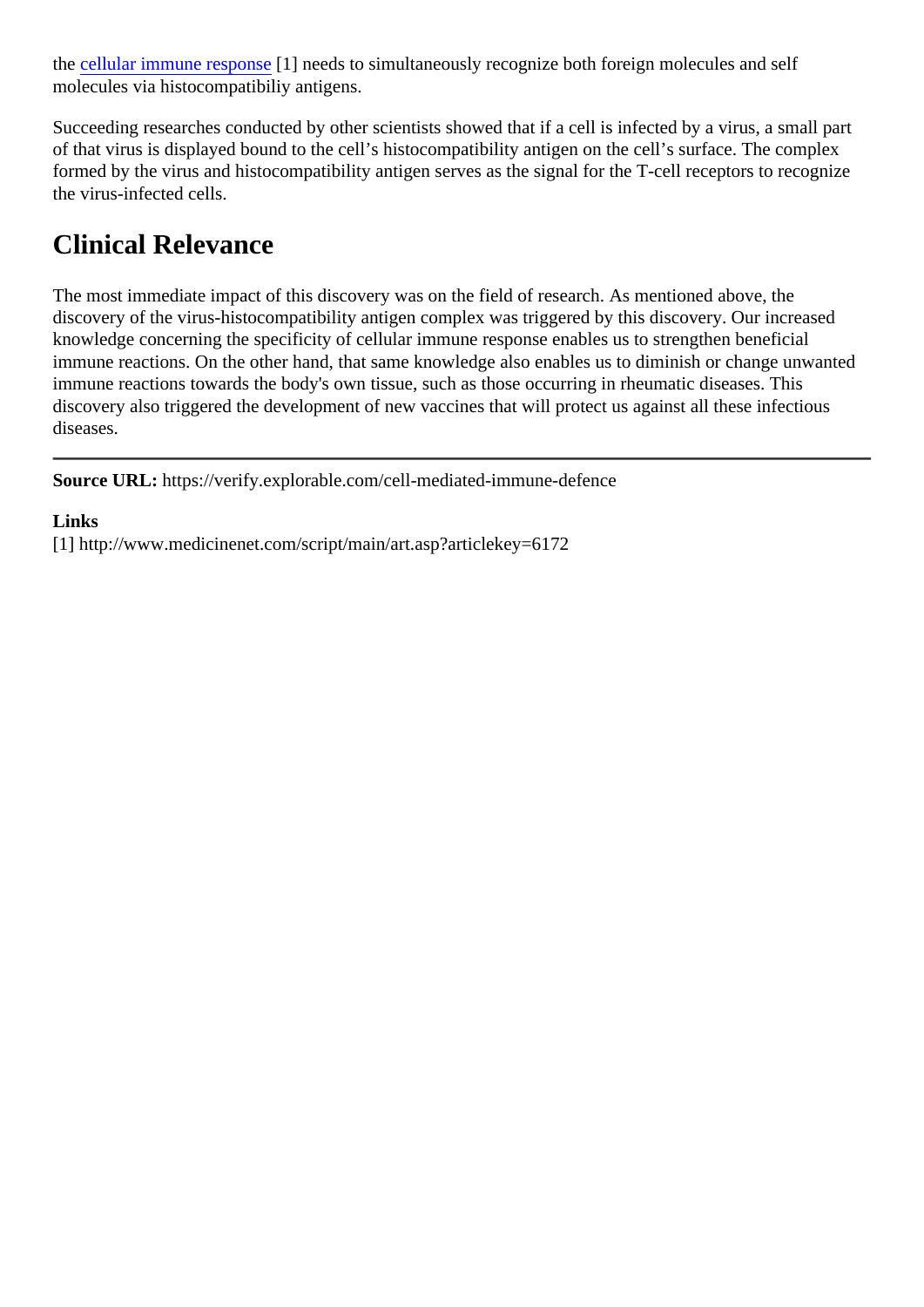the cellular immune response [1] needs to simultaneously recognize both foreign molecules and self molecules via histocompatibiliy antigens.

Succeeding researches conducted by other scientists showed that if a cell is infected by a virus, a small part of that virus is displayed bound to the cell's histocompatibility antigen on the cell's surface. The complex formed by the virus and histocompatibility antigen serves as the signal for the T-cell receptors to recognize the virus-infected cells.

## Clinical Relevance

The most immediate impact of this discovery was on the field of research. As mentioned above, the discovery of the virus-histocompatibility antigen complex was triggered by this discovery. Our increased knowledge concerning the specificity of cellular immune response enables us to strengthen beneficial immune reactions. On the other hand, that same knowledge also enables us to diminish or change unwanted immune reactions towards the body's own tissue, such as those occurring in rheumatic diseases. This discovery also triggered the development of new vaccines that will protect us against all these infectious diseases.

---

**Source URL:** https://verify.explorable.com/cell-mediated-immune-defence

**Links**
[1] http://www.medicinenet.com/script/main/art.asp?articlekey=6172